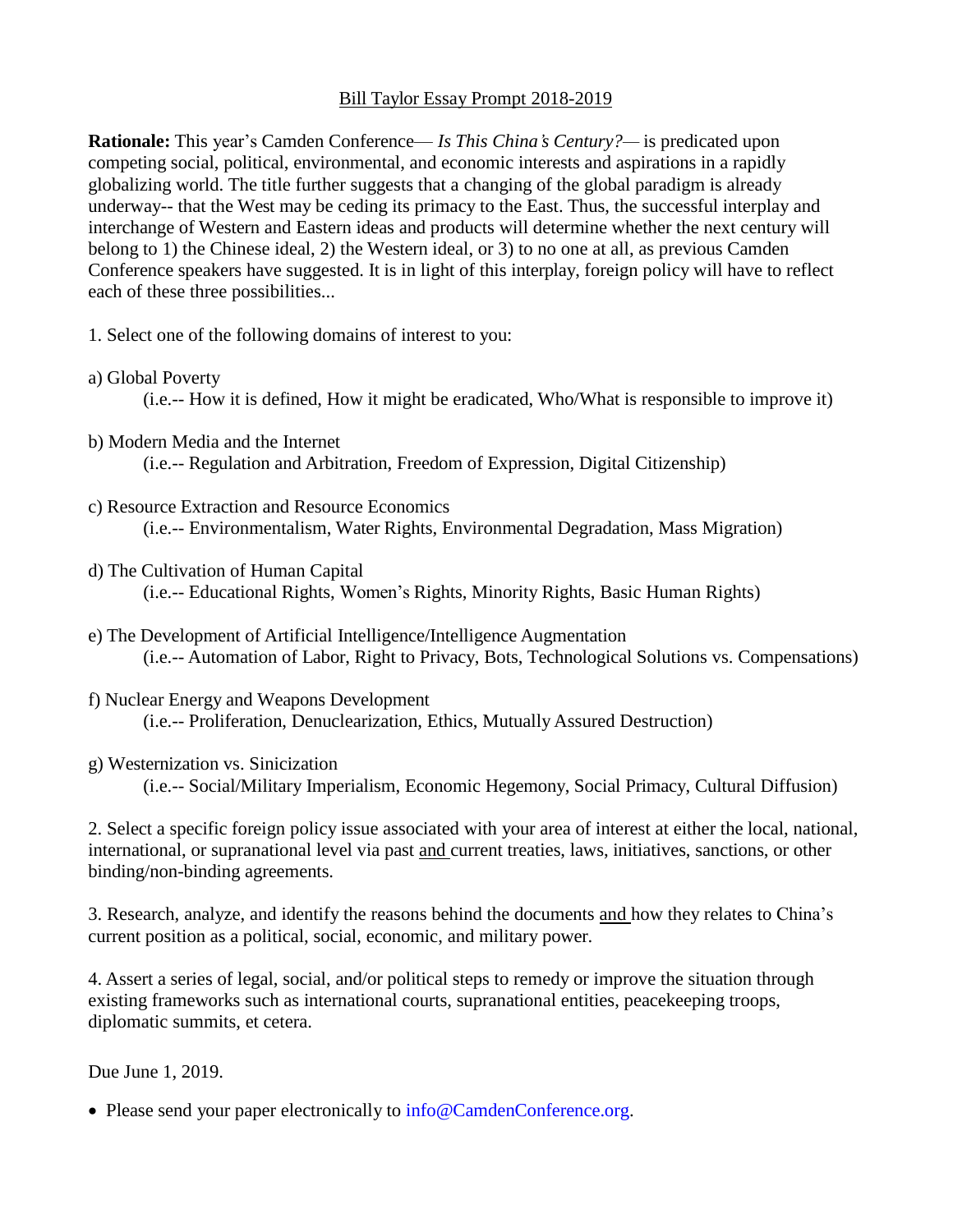Bill Taylor Essay Prompt 2018-2019

**Rationale:** This year's Camden Conference— *Is This China's Century?*— is predicated upon competing social, political, environmental, and economic interests and aspirations in a rapidly globalizing world. The title further suggests that a changing of the global paradigm is already underway-- that the West may be ceding its primacy to the East. Thus, the successful interplay and interchange of Western and Eastern ideas and products will determine whether the next century will belong to 1) the Chinese ideal, 2) the Western ideal, or 3) to no one at all, as previous Camden Conference speakers have suggested. It is in light of this interplay, foreign policy will have to reflect each of these three possibilities...

1. Select one of the following domains of interest to you:

a) Global Poverty
   (i.e.-- How it is defined, How it might be eradicated, Who/What is responsible to improve it)

b) Modern Media and the Internet
   (i.e.-- Regulation and Arbitration, Freedom of Expression, Digital Citizenship)

c) Resource Extraction and Resource Economics
   (i.e.-- Environmentalism, Water Rights, Environmental Degradation, Mass Migration)

d) The Cultivation of Human Capital
   (i.e.-- Educational Rights, Women's Rights, Minority Rights, Basic Human Rights)

e) The Development of Artificial Intelligence/Intelligence Augmentation
   (i.e.-- Automation of Labor, Right to Privacy, Bots, Technological Solutions vs. Compensations)

f) Nuclear Energy and Weapons Development
   (i.e.-- Proliferation, Denuclearization, Ethics, Mutually Assured Destruction)

g) Westernization vs. Sinicization
   (i.e.-- Social/Military Imperialism, Economic Hegemony, Social Primacy, Cultural Diffusion)

2. Select a specific foreign policy issue associated with your area of interest at either the local, national, international, or supranational level via past and current treaties, laws, initiatives, sanctions, or other binding/non-binding agreements.

3. Research, analyze, and identify the reasons behind the documents and how they relates to China's current position as a political, social, economic, and military power.

4. Assert a series of legal, social, and/or political steps to remedy or improve the situation through existing frameworks such as international courts, supranational entities, peacekeeping troops, diplomatic summits, et cetera.

Due June 1, 2019.

- Please send your paper electronically to info@CamdenConference.org.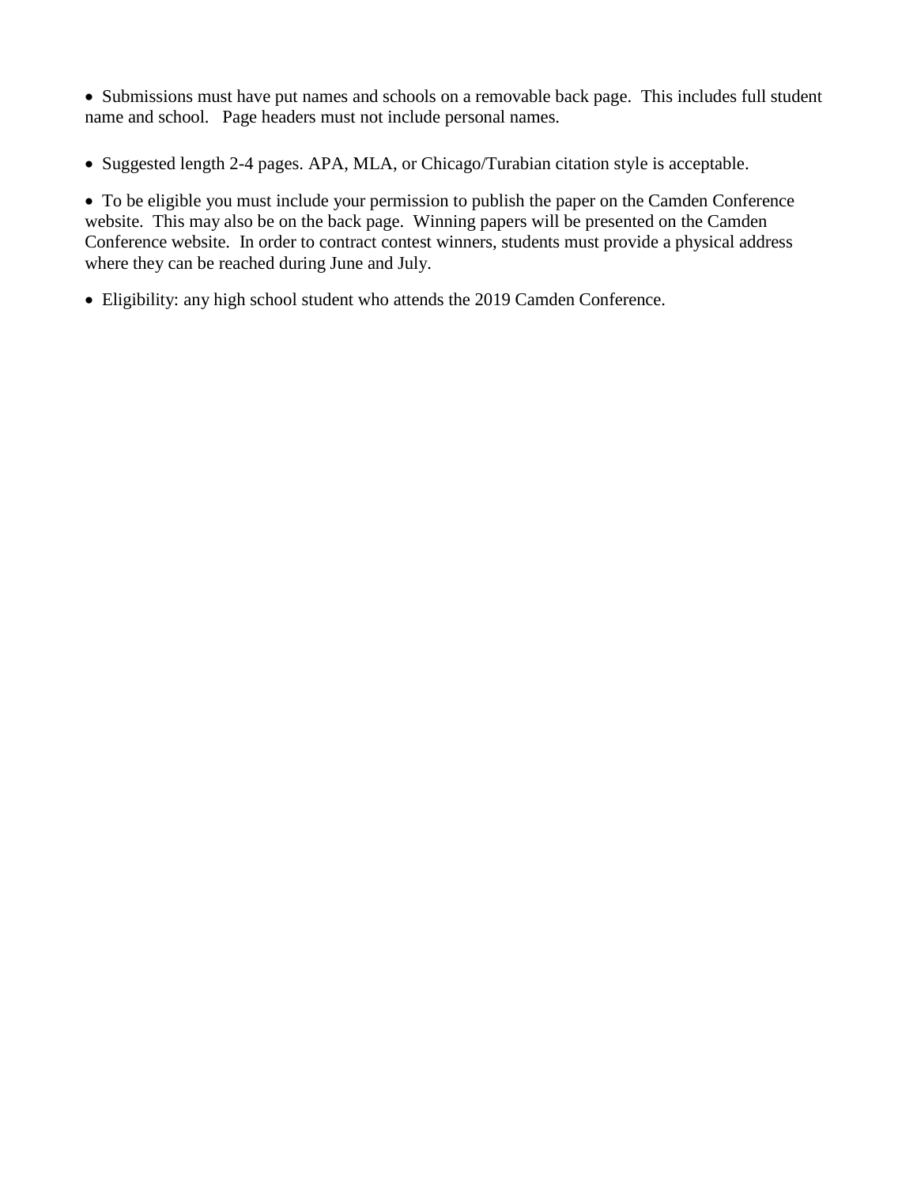- Submissions must have put names and schools on a removable back page. This includes full student name and school. Page headers must not include personal names.

- Suggested length 2-4 pages. APA, MLA, or Chicago/Turabian citation style is acceptable.

- To be eligible you must include your permission to publish the paper on the Camden Conference website. This may also be on the back page. Winning papers will be presented on the Camden Conference website. In order to contract contest winners, students must provide a physical address where they can be reached during June and July.

- Eligibility: any high school student who attends the 2019 Camden Conference.